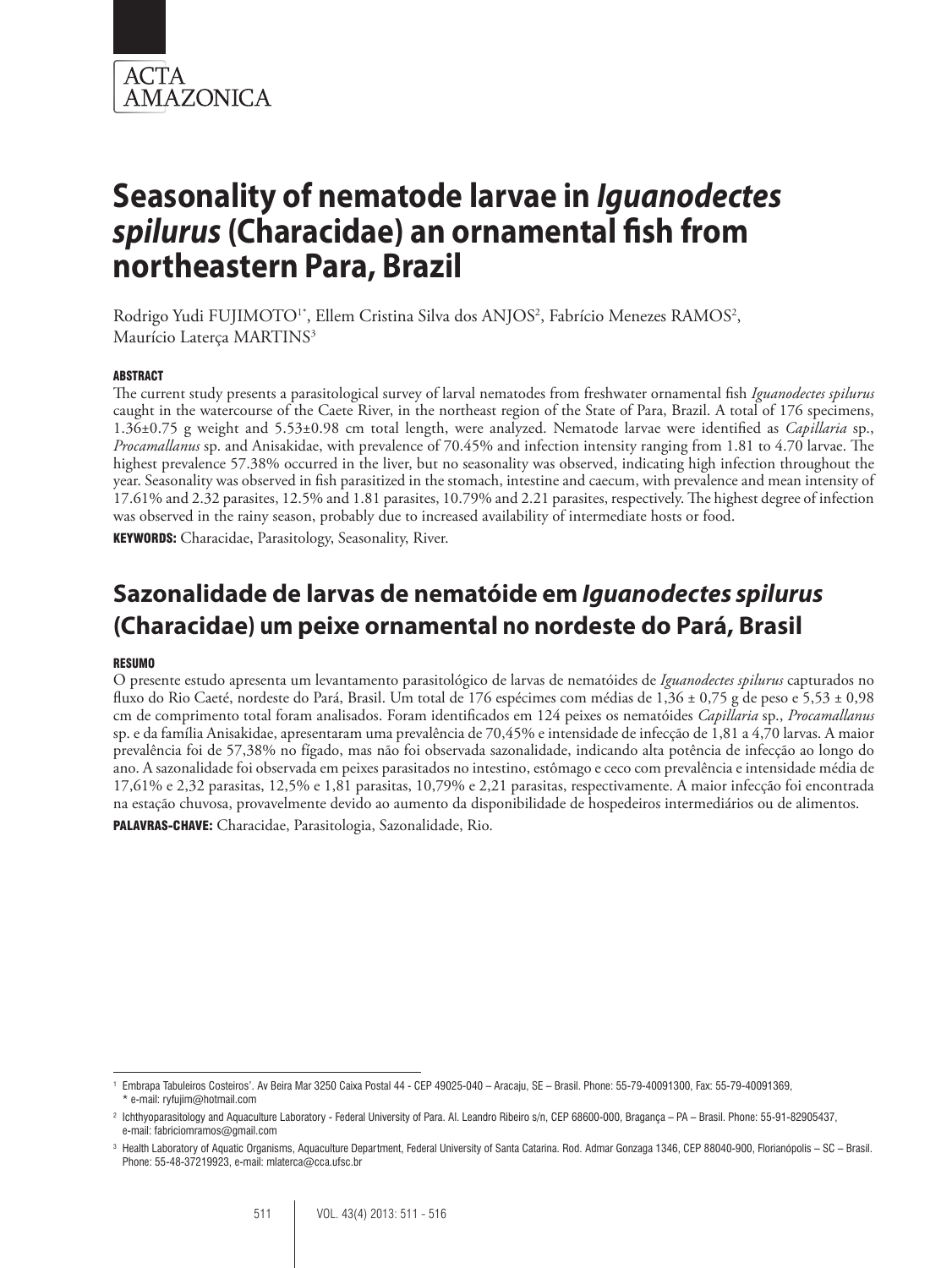# Seasonality of nematode larvae in *Iguanodectes spilurus* (Characidae) an ornamental fish from northeastern Para, Brazil

Rodrigo Yudi FUJIMOTO[1*], Ellem Cristina Silva dos ANJOS[2], Fabrício Menezes RAMOS[2], Maurício Laterça MARTINS[3]

#### ABSTRACT

The current study presents a parasitological survey of larval nematodes from freshwater ornamental fish *Iguanodectes spilurus* caught in the watercourse of the Caete River, in the northeast region of the State of Para, Brazil. A total of 176 specimens, 1.36±0.75 g weight and 5.53±0.98 cm total length, were analyzed. Nematode larvae were identified as *Capillaria* sp., *Procamallanus* sp. and Anisakidae, with prevalence of 70.45% and infection intensity ranging from 1.81 to 4.70 larvae. The highest prevalence 57.38% occurred in the liver, but no seasonality was observed, indicating high infection throughout the year. Seasonality was observed in fish parasitized in the stomach, intestine and caecum, with prevalence and mean intensity of 17.61% and 2.32 parasites, 12.5% and 1.81 parasites, 10.79% and 2.21 parasites, respectively. The highest degree of infection was observed in the rainy season, probably due to increased availability of intermediate hosts or food.

**KEYWORDS:** Characidae, Parasitology, Seasonality, River.

# Sazonalidade de larvas de nematóide em *Iguanodectes spilurus* (Characidae) um peixe ornamental no nordeste do Pará, Brasil

#### RESUMO

O presente estudo apresenta um levantamento parasitológico de larvas de nematóides de *Iguanodectes spilurus* capturados no fluxo do Rio Caeté, nordeste do Pará, Brasil. Um total de 176 espécimes com médias de 1,36 ± 0,75 g de peso e 5,53 ± 0,98 cm de comprimento total foram analisados. Foram identificados em 124 peixes os nematóides *Capillaria* sp., *Procamallanus* sp. e da família Anisakidae, apresentaram uma prevalência de 70,45% e intensidade de infecção de 1,81 a 4,70 larvas. A maior prevalência foi de 57,38% no fígado, mas não foi observada sazonalidade, indicando alta potência de infecção ao longo do ano. A sazonalidade foi observada em peixes parasitados no intestino, estômago e ceco com prevalência e intensidade média de 17,61% e 2,32 parasitas, 12,5% e 1,81 parasitas, 10,79% e 2,21 parasitas, respectivamente. A maior infecção foi encontrada na estação chuvosa, provavelmente devido ao aumento da disponibilidade de hospedeiros intermediários ou de alimentos.

**PALAVRAS-CHAVE:** Characidae, Parasitologia, Sazonalidade, Rio.

---

[1] Embrapa Tabuleiros Costeiros'. Av Beira Mar 3250 Caixa Postal 44 - CEP 49025-040 – Aracaju, SE – Brasil. Phone: 55-79-40091300, Fax: 55-79-40091369, * e-mail: ryfujim@hotmail.com

[2] Ichthyoparasitology and Aquaculture Laboratory - Federal University of Para. Al. Leandro Ribeiro s/n, CEP 68600-000, Bragança – PA – Brasil. Phone: 55-91-82905437, e-mail: fabriciomramos@gmail.com

[3] Health Laboratory of Aquatic Organisms, Aquaculture Department, Federal University of Santa Catarina. Rod. Admar Gonzaga 1346, CEP 88040-900, Florianópolis – SC – Brasil. Phone: 55-48-37219923, e-mail: mlaterca@cca.ufsc.br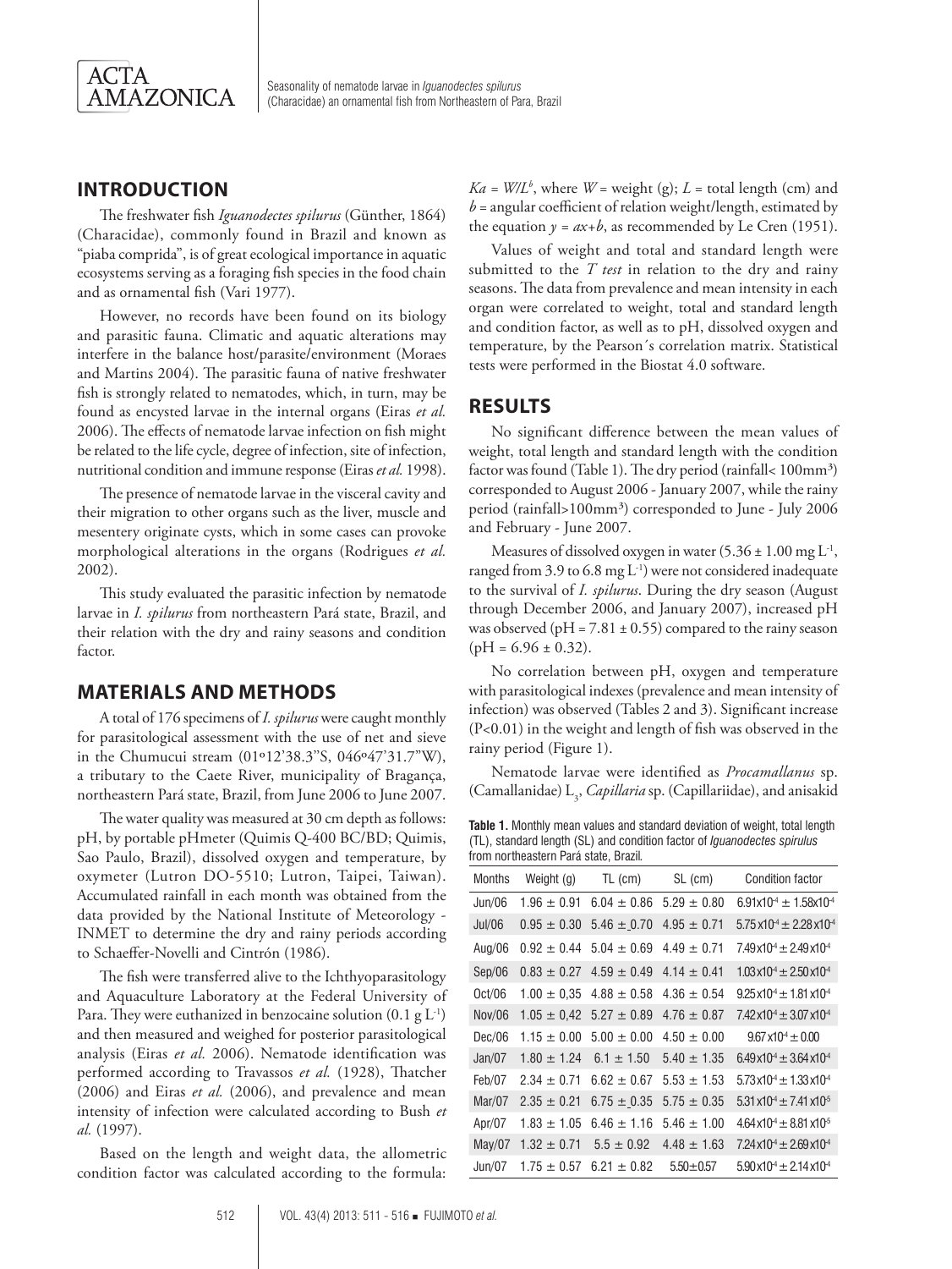## INTRODUCTION

The freshwater fish *Iguanodectes spilurus* (Günther, 1864) (Characidae), commonly found in Brazil and known as "piaba comprida", is of great ecological importance in aquatic ecosystems serving as a foraging fish species in the food chain and as ornamental fish (Vari 1977).

However, no records have been found on its biology and parasitic fauna. Climatic and aquatic alterations may interfere in the balance host/parasite/environment (Moraes and Martins 2004). The parasitic fauna of native freshwater fish is strongly related to nematodes, which, in turn, may be found as encysted larvae in the internal organs (Eiras *et al.* 2006). The effects of nematode larvae infection on fish might be related to the life cycle, degree of infection, site of infection, nutritional condition and immune response (Eiras *et al.* 1998).

The presence of nematode larvae in the visceral cavity and their migration to other organs such as the liver, muscle and mesentery originate cysts, which in some cases can provoke morphological alterations in the organs (Rodrigues *et al.* 2002).

This study evaluated the parasitic infection by nematode larvae in *I. spilurus* from northeastern Pará state, Brazil, and their relation with the dry and rainy seasons and condition factor.

## MATERIALS AND METHODS

A total of 176 specimens of *I. spilurus* were caught monthly for parasitological assessment with the use of net and sieve in the Chumucui stream (01º12'38.3"S, 046º47'31.7"W), a tributary to the Caete River, municipality of Bragança, northeastern Pará state, Brazil, from June 2006 to June 2007.

The water quality was measured at 30 cm depth as follows: pH, by portable pHmeter (Quimis Q-400 BC/BD; Quimis, Sao Paulo, Brazil), dissolved oxygen and temperature, by oxymeter (Lutron DO-5510; Lutron, Taipei, Taiwan). Accumulated rainfall in each month was obtained from the data provided by the National Institute of Meteorology - INMET to determine the dry and rainy periods according to Schaeffer-Novelli and Cintrón (1986).

The fish were transferred alive to the Ichthyoparasitology and Aquaculture Laboratory at the Federal University of Para. They were euthanized in benzocaine solution (0.1 g $L^{-1}$) and then measured and weighed for posterior parasitological analysis (Eiras *et al.* 2006). Nematode identification was performed according to Travassos *et al.* (1928), Thatcher (2006) and Eiras *et al.* (2006), and prevalence and mean intensity of infection were calculated according to Bush *et al.* (1997).

Based on the length and weight data, the allometric condition factor was calculated according to the formula: $Ka = W/L^b$, where $W$ = weight (g); $L$ = total length (cm) and $b$ = angular coefficient of relation weight/length, estimated by the equation $y = ax+b$, as recommended by Le Cren (1951).

Values of weight and total and standard length were submitted to the *T test* in relation to the dry and rainy seasons. The data from prevalence and mean intensity in each organ were correlated to weight, total and standard length and condition factor, as well as to pH, dissolved oxygen and temperature, by the Pearson´s correlation matrix. Statistical tests were performed in the Biostat 4.0 software.

## RESULTS

No significant difference between the mean values of weight, total length and standard length with the condition factor was found (Table 1). The dry period (rainfall< 100mm³) corresponded to August 2006 - January 2007, while the rainy period (rainfall>100mm³) corresponded to June - July 2006 and February - June 2007.

Measures of dissolved oxygen in water (5.36 ± 1.00 mg $L^{-1}$, ranged from 3.9 to 6.8 mg $L^{-1}$) were not considered inadequate to the survival of *I. spilurus*. During the dry season (August through December 2006, and January 2007), increased pH was observed (pH = 7.81 ± 0.55) compared to the rainy season (pH = 6.96 ± 0.32).

No correlation between pH, oxygen and temperature with parasitological indexes (prevalence and mean intensity of infection) was observed (Tables 2 and 3). Significant increase ($P<0.01$) in the weight and length of fish was observed in the rainy period (Figure 1).

Nematode larvae were identified as *Procamallanus* sp. (Camallanidae) $L_3$, *Capillaria* sp. (Capillariidae), and anisakid

**Table 1.** Monthly mean values and standard deviation of weight, total length (TL), standard length (SL) and condition factor of *Iguanodectes spilurus* from northeastern Pará state, Brazil.

| Months | Weight (g) | TL (cm) | SL (cm) | Condition factor |
|---|---|---|---|---|
| Jun/06 | 1.96 ± 0.91 | 6.04 ± 0.86 | 5.29 ± 0.80 | $6.91\times10^{-4} \pm 1.58\times10^{-4}$ |
| Jul/06 | 0.95 ± 0.30 | 5.46 ± 0.70 | 4.95 ± 0.71 | $5.75\times10^{-4} \pm 2.28\times10^{-4}$ |
| Aug/06 | 0.92 ± 0.44 | 5.04 ± 0.69 | 4.49 ± 0.71 | $7.49\times10^{-4} \pm 2.49\times10^{-4}$ |
| Sep/06 | 0.83 ± 0.27 | 4.59 ± 0.49 | 4.14 ± 0.41 | $1.03\times10^{-4} \pm 2.50\times10^{-4}$ |
| Oct/06 | 1.00 ± 0,35 | 4.88 ± 0.58 | 4.36 ± 0.54 | $9.25\times10^{-4} \pm 1.81\times10^{-4}$ |
| Nov/06 | 1.05 ± 0,42 | 5.27 ± 0.89 | 4.76 ± 0.87 | $7.42\times10^{-4} \pm 3.07\times10^{-4}$ |
| Dec/06 | 1.15 ± 0.00 | 5.00 ± 0.00 | 4.50 ± 0.00 | $9.67\times10^{-4} \pm 0.00$ |
| Jan/07 | 1.80 ± 1.24 | 6.1 ± 1.50 | 5.40 ± 1.35 | $6.49\times10^{-4} \pm 3.64\times10^{-4}$ |
| Feb/07 | 2.34 ± 0.71 | 6.62 ± 0.67 | 5.53 ± 1.53 | $5.73\times10^{-4} \pm 1.33\times10^{-4}$ |
| Mar/07 | 2.35 ± 0.21 | 6.75 ± 0.35 | 5.75 ± 0.35 | $5.31\times10^{-4} \pm 7.41\times10^{-5}$ |
| Apr/07 | 1.83 ± 1.05 | 6.46 ± 1.16 | 5.46 ± 1.00 | $4.64\times10^{-4} \pm 8.81\times10^{-5}$ |
| May/07 | 1.32 ± 0.71 | 5.5 ± 0.92 | 4.48 ± 1.63 | $7.24\times10^{-4} \pm 2.69\times10^{-4}$ |
| Jun/07 | 1.75 ± 0.57 | 6.21 ± 0.82 | 5.50±0.57 | $5.90\times10^{-4} \pm 2.14\times10^{-4}$ |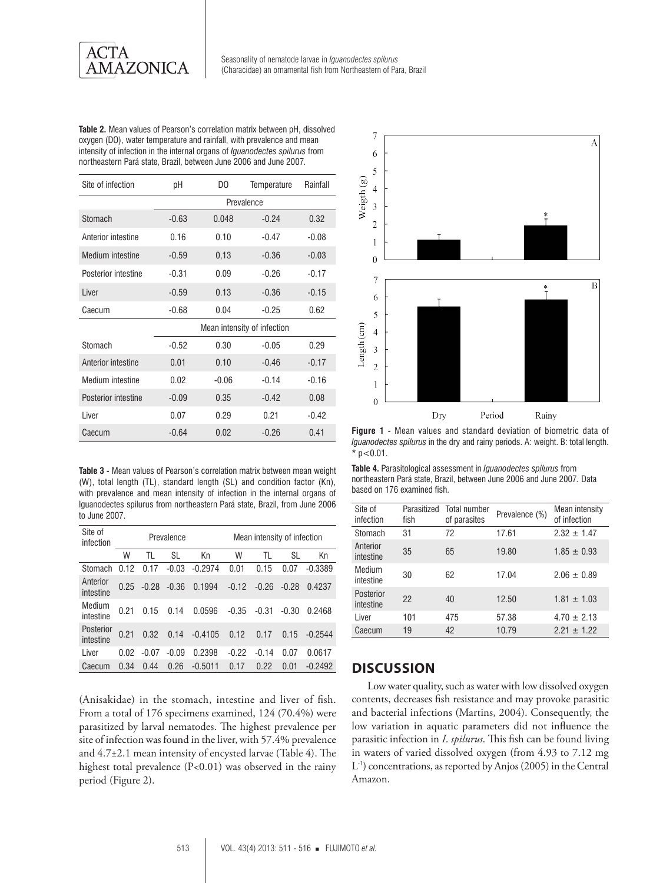**Table 2.** Mean values of Pearson's correlation matrix between pH, dissolved oxygen (DO), water temperature and rainfall, with prevalence and mean intensity of infection in the internal organs of *Iguanodectes spilurus* from northeastern Pará state, Brazil, between June 2006 and June 2007.

| Site of infection | pH | DO | Temperature | Rainfall |
|---|---|---|---|---|
| | Prevalence | | | |
| Stomach | -0.63 | 0.048 | -0.24 | 0.32 |
| Anterior intestine | 0.16 | 0.10 | -0.47 | -0.08 |
| Medium intestine | -0.59 | 0,13 | -0.36 | -0.03 |
| Posterior intestine | -0.31 | 0.09 | -0.26 | -0.17 |
| Liver | -0.59 | 0.13 | -0.36 | -0.15 |
| Caecum | -0.68 | 0.04 | -0.25 | 0.62 |
| | Mean intensity of infection | | | |
| Stomach | -0.52 | 0.30 | -0.05 | 0.29 |
| Anterior intestine | 0.01 | 0.10 | -0.46 | -0.17 |
| Medium intestine | 0.02 | -0.06 | -0.14 | -0.16 |
| Posterior intestine | -0.09 | 0.35 | -0.42 | 0.08 |
| Liver | 0.07 | 0.29 | 0.21 | -0.42 |
| Caecum | -0.64 | 0.02 | -0.26 | 0.41 |

**Table 3 -** Mean values of Pearson's correlation matrix between mean weight (W), total length (TL), standard length (SL) and condition factor (Kn), with prevalence and mean intensity of infection in the internal organs of Iguanodectes spilurus from northeastern Pará state, Brazil, from June 2006 to June 2007.

| Site of infection | Prevalence | | | | Mean intensity of infection | | | |
|---|---|---|---|---|---|---|---|---|
| | W | TL | SL | Kn | W | TL | SL | Kn |
| Stomach | 0.12 | 0.17 | -0.03 | -0.2974 | 0.01 | 0.15 | 0.07 | -0.3389 |
| Anterior intestine | 0.25 | -0.28 | -0.36 | 0.1994 | -0.12 | -0.26 | -0.28 | 0.4237 |
| Medium intestine | 0.21 | 0.15 | 0.14 | 0.0596 | -0.35 | -0.31 | -0.30 | 0.2468 |
| Posterior intestine | 0.21 | 0.32 | 0.14 | -0.4105 | 0.12 | 0.17 | 0.15 | -0.2544 |
| Liver | 0.02 | -0.07 | -0.09 | 0.2398 | -0.22 | -0.14 | 0.07 | 0.0617 |
| Caecum | 0.34 | 0.44 | 0.26 | -0.5011 | 0.17 | 0.22 | 0.01 | -0.2492 |

(Anisakidae) in the stomach, intestine and liver of fish. From a total of 176 specimens examined, 124 (70.4%) were parasitized by larval nematodes. The highest prevalence per site of infection was found in the liver, with 57.4% prevalence and 4.7±2.1 mean intensity of encysted larvae (Table 4). The highest total prevalence ($P<0.01$) was observed in the rainy period (Figure 2).

**Figure 1 -** Mean values and standard deviation of biometric data of *Iguanodectes spilurus* in the dry and rainy periods. A: weight. B: total length. * $p<0.01$.

**Table 4.** Parasitological assessment in *Iguanodectes spilurus* from northeastern Pará state, Brazil, between June 2006 and June 2007. Data based on 176 examined fish.

| Site of infection | Parasitized fish | Total number of parasites | Prevalence (%) | Mean intensity of infection |
|---|---|---|---|---|
| Stomach | 31 | 72 | 17.61 | 2.32 ± 1.47 |
| Anterior intestine | 35 | 65 | 19.80 | 1.85 ± 0.93 |
| Medium intestine | 30 | 62 | 17.04 | 2.06 ± 0.89 |
| Posterior intestine | 22 | 40 | 12.50 | 1.81 ± 1.03 |
| Liver | 101 | 475 | 57.38 | 4.70 ± 2.13 |
| Caecum | 19 | 42 | 10.79 | 2.21 ± 1.22 |

## DISCUSSION

Low water quality, such as water with low dissolved oxygen contents, decreases fish resistance and may provoke parasitic and bacterial infections (Martins, 2004). Consequently, the low variation in aquatic parameters did not influence the parasitic infection in *I. spilurus*. This fish can be found living in waters of varied dissolved oxygen (from 4.93 to 7.12 mg $L^{-1}$) concentrations, as reported by Anjos (2005) in the Central Amazon.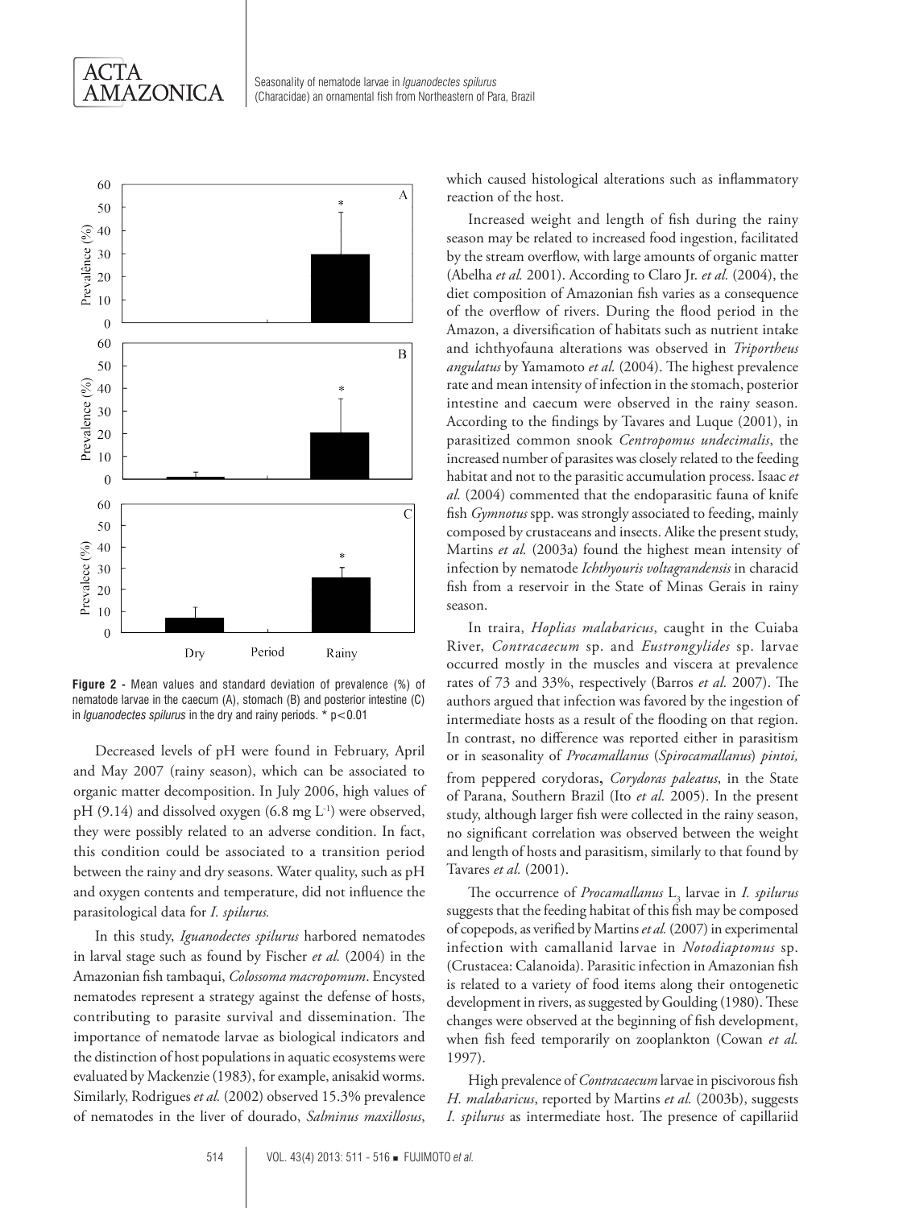Figure 2 - Mean values and standard deviation of prevalence (%) of nematode larvae in the caecum (A), stomach (B) and posterior intestine (C) in *Iguanodectes spilurus* in the dry and rainy periods. * p<0.01

Decreased levels of pH were found in February, April and May 2007 (rainy season), which can be associated to organic matter decomposition. In July 2006, high values of pH (9.14) and dissolved oxygen (6.8 mg $L^{-1}$) were observed, they were possibly related to an adverse condition. In fact, this condition could be associated to a transition period between the rainy and dry seasons. Water quality, such as pH and oxygen contents and temperature, did not influence the parasitological data for *I. spilurus.*

In this study, *Iguanodectes spilurus* harbored nematodes in larval stage such as found by Fischer *et al.* (2004) in the Amazonian fish tambaqui, *Colossoma macropomum*. Encysted nematodes represent a strategy against the defense of hosts, contributing to parasite survival and dissemination. The importance of nematode larvae as biological indicators and the distinction of host populations in aquatic ecosystems were evaluated by Mackenzie (1983), for example, anisakid worms. Similarly, Rodrigues *et al.* (2002) observed 15.3% prevalence of nematodes in the liver of dourado, *Salminus maxillosus*, which caused histological alterations such as inflammatory reaction of the host.

Increased weight and length of fish during the rainy season may be related to increased food ingestion, facilitated by the stream overflow, with large amounts of organic matter (Abelha *et al.* 2001). According to Claro Jr. *et al.* (2004), the diet composition of Amazonian fish varies as a consequence of the overflow of rivers. During the flood period in the Amazon, a diversification of habitats such as nutrient intake and ichthyofauna alterations was observed in *Triportheus angulatus* by Yamamoto *et al.* (2004). The highest prevalence rate and mean intensity of infection in the stomach, posterior intestine and caecum were observed in the rainy season. According to the findings by Tavares and Luque (2001), in parasitized common snook *Centropomus undecimalis*, the increased number of parasites was closely related to the feeding habitat and not to the parasitic accumulation process. Isaac *et al.* (2004) commented that the endoparasitic fauna of knife fish *Gymnotus* spp. was strongly associated to feeding, mainly composed by crustaceans and insects. Alike the present study, Martins *et al.* (2003a) found the highest mean intensity of infection by nematode *Ichthyouris voltagrandensis* in characid fish from a reservoir in the State of Minas Gerais in rainy season.

In traira, *Hoplias malabaricus*, caught in the Cuiaba River, *Contracaecum* sp. and *Eustrongylides* sp. larvae occurred mostly in the muscles and viscera at prevalence rates of 73 and 33%, respectively (Barros *et al.* 2007). The authors argued that infection was favored by the ingestion of intermediate hosts as a result of the flooding on that region. In contrast, no difference was reported either in parasitism or in seasonality of *Procamallanus* (*Spirocamallanus*) *pintoi,* from peppered corydoras**,** *Corydoras paleatus*, in the State of Parana, Southern Brazil (Ito *et al.* 2005). In the present study, although larger fish were collected in the rainy season, no significant correlation was observed between the weight and length of hosts and parasitism, similarly to that found by Tavares *et al.* (2001).

The occurrence of *Procamallanus* $L_3$ larvae in *I. spilurus* suggests that the feeding habitat of this fish may be composed of copepods, as verified by Martins *et al.* (2007) in experimental infection with camallanid larvae in *Notodiaptomus* sp. (Crustacea: Calanoida). Parasitic infection in Amazonian fish is related to a variety of food items along their ontogenetic development in rivers, as suggested by Goulding (1980). These changes were observed at the beginning of fish development, when fish feed temporarily on zooplankton (Cowan *et al.* 1997).

High prevalence of *Contracaecum* larvae in piscivorous fish *H. malabaricus*, reported by Martins *et al.* (2003b), suggests *I. spilurus* as intermediate host. The presence of capillariid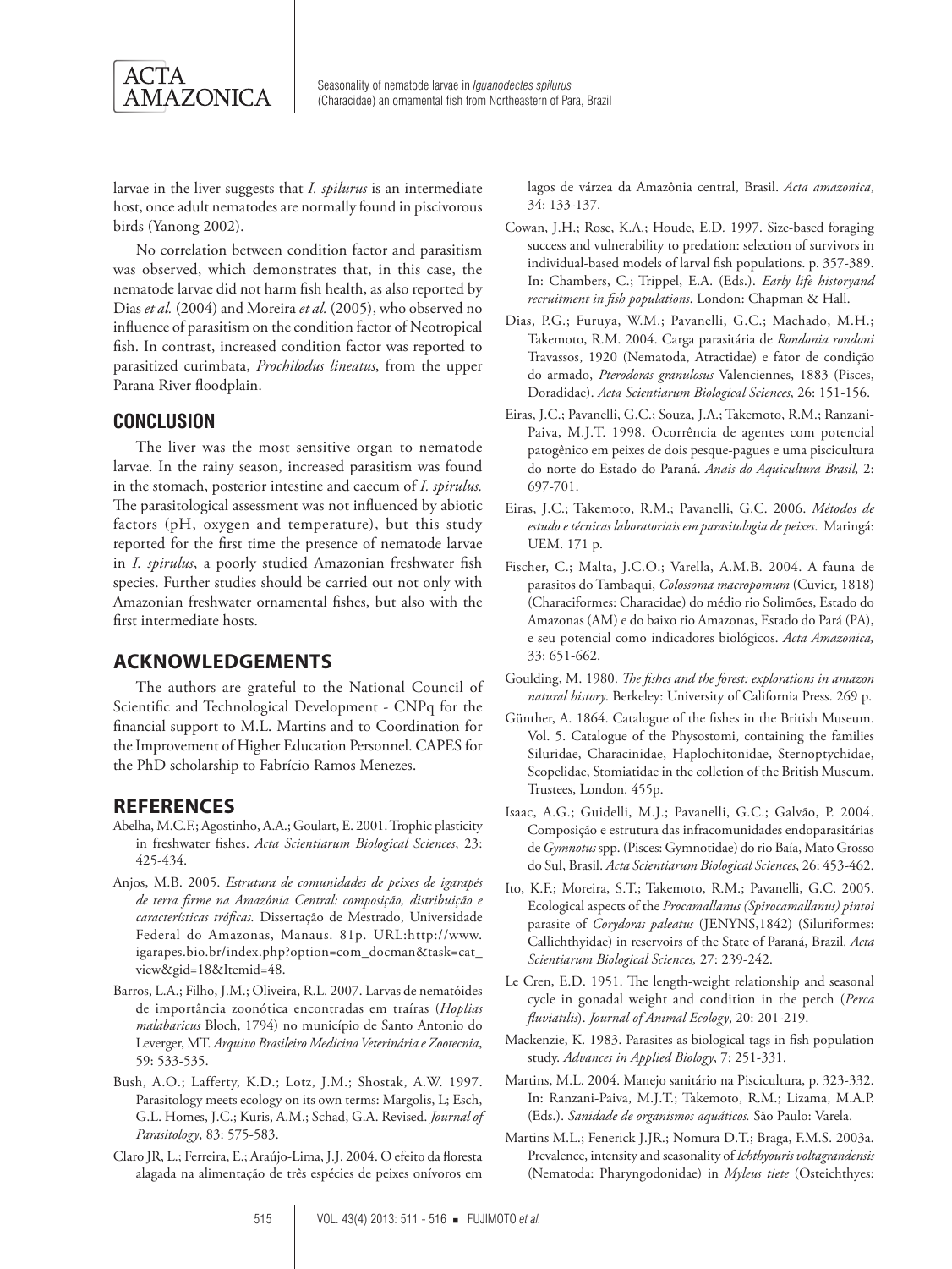larvae in the liver suggests that *I. spilurus* is an intermediate host, once adult nematodes are normally found in piscivorous birds (Yanong 2002).

No correlation between condition factor and parasitism was observed, which demonstrates that, in this case, the nematode larvae did not harm fish health, as also reported by Dias *et al.* (2004) and Moreira *et al.* (2005), who observed no influence of parasitism on the condition factor of Neotropical fish. In contrast, increased condition factor was reported to parasitized curimbata, *Prochilodus lineatus*, from the upper Parana River floodplain.

## CONCLUSION

The liver was the most sensitive organ to nematode larvae. In the rainy season, increased parasitism was found in the stomach, posterior intestine and caecum of *I. spirulus.* The parasitological assessment was not influenced by abiotic factors (pH, oxygen and temperature), but this study reported for the first time the presence of nematode larvae in *I. spirulus*, a poorly studied Amazonian freshwater fish species. Further studies should be carried out not only with Amazonian freshwater ornamental fishes, but also with the first intermediate hosts.

## ACKNOWLEDGEMENTS

The authors are grateful to the National Council of Scientific and Technological Development - CNPq for the financial support to M.L. Martins and to Coordination for the Improvement of Higher Education Personnel. CAPES for the PhD scholarship to Fabrício Ramos Menezes.

## REFERENCES

Abelha, M.C.F.; Agostinho, A.A.; Goulart, E. 2001. Trophic plasticity in freshwater fishes. *Acta Scientiarum Biological Sciences*, 23: 425-434.

Anjos, M.B. 2005. *Estrutura de comunidades de peixes de igarapés de terra firme na Amazônia Central: composição, distribuição e características tróficas.* Dissertação de Mestrado, Universidade Federal do Amazonas, Manaus. 81p. URL:http://www.igarapes.bio.br/index.php?option=com_docman&task=cat_view&gid=18&Itemid=48.

Barros, L.A.; Filho, J.M.; Oliveira, R.L. 2007. Larvas de nematóides de importância zoonótica encontradas em traíras (*Hoplias malabaricus* Bloch, 1794) no município de Santo Antonio do Leverger, MT. *Arquivo Brasileiro Medicina Veterinária e Zootecnia*, 59: 533-535.

Bush, A.O.; Lafferty, K.D.; Lotz, J.M.; Shostak, A.W. 1997. Parasitology meets ecology on its own terms: Margolis, L; Esch, G.L. Homes, J.C.; Kuris, A.M.; Schad, G.A. Revised. *Journal of Parasitology*, 83: 575-583.

Claro JR, L.; Ferreira, E.; Araújo-Lima, J.J. 2004. O efeito da floresta alagada na alimentação de três espécies de peixes onívoros em lagos de várzea da Amazônia central, Brasil. *Acta amazonica*, 34: 133-137.

Cowan, J.H.; Rose, K.A.; Houde, E.D. 1997. Size-based foraging success and vulnerability to predation: selection of survivors in individual-based models of larval fish populations. p. 357-389. In: Chambers, C.; Trippel, E.A. (Eds.). *Early life historyand recruitment in fish populations*. London: Chapman & Hall.

Dias, P.G.; Furuya, W.M.; Pavanelli, G.C.; Machado, M.H.; Takemoto, R.M. 2004. Carga parasitária de *Rondonia rondoni* Travassos, 1920 (Nematoda, Atractidae) e fator de condição do armado, *Pterodoras granulosus* Valenciennes, 1883 (Pisces, Doradidae). *Acta Scientiarum Biological Sciences*, 26: 151-156.

Eiras, J.C.; Pavanelli, G.C.; Souza, J.A.; Takemoto, R.M.; Ranzani-Paiva, M.J.T. 1998. Ocorrência de agentes com potencial patogênico em peixes de dois pesque-pagues e uma piscicultura do norte do Estado do Paraná. *Anais do Aquicultura Brasil,* 2: 697-701.

Eiras, J.C.; Takemoto, R.M.; Pavanelli, G.C. 2006. *Métodos de estudo e técnicas laboratoriais em parasitologia de peixes*. Maringá: UEM. 171 p.

Fischer, C.; Malta, J.C.O.; Varella, A.M.B. 2004. A fauna de parasitos do Tambaqui, *Colossoma macropomum* (Cuvier, 1818) (Characiformes: Characidae) do médio rio Solimões, Estado do Amazonas (AM) e do baixo rio Amazonas, Estado do Pará (PA), e seu potencial como indicadores biológicos. *Acta Amazonica,* 33: 651-662.

Goulding, M. 1980. *The fishes and the forest: explorations in amazon natural history*. Berkeley: University of California Press. 269 p.

Günther, A. 1864. Catalogue of the fishes in the British Museum. Vol. 5. Catalogue of the Physostomi, containing the families Siluridae, Characinidae, Haplochitonidae, Sternoptychidae, Scopelidae, Stomiatidae in the colletion of the British Museum. Trustees, London. 455p.

Isaac, A.G.; Guidelli, M.J.; Pavanelli, G.C.; Galvão, P. 2004. Composição e estrutura das infracomunidades endoparasitárias de *Gymnotus* spp. (Pisces: Gymnotidae) do rio Baía, Mato Grosso do Sul, Brasil. *Acta Scientiarum Biological Sciences*, 26: 453-462.

Ito, K.F.; Moreira, S.T.; Takemoto, R.M.; Pavanelli, G.C. 2005. Ecological aspects of the *Procamallanus (Spirocamallanus) pintoi* parasite of *Corydoras paleatus* (JENYNS,1842) (Siluriformes: Callichthyidae) in reservoirs of the State of Paraná, Brazil*. Acta Scientiarum Biological Sciences,* 27: 239-242.

Le Cren, E.D. 1951. The length-weight relationship and seasonal cycle in gonadal weight and condition in the perch (*Perca fluviatilis*). *Journal of Animal Ecology*, 20: 201-219.

Mackenzie, K. 1983. Parasites as biological tags in fish population study. *Advances in Applied Biology*, 7: 251-331.

Martins, M.L. 2004. Manejo sanitário na Piscicultura, p. 323-332. In: Ranzani-Paiva, M.J.T.; Takemoto, R.M.; Lizama, M.A.P. (Eds.). *Sanidade de organismos aquáticos.* São Paulo: Varela.

Martins M.L.; Fenerick J.JR.; Nomura D.T.; Braga, F.M.S. 2003a. Prevalence, intensity and seasonality of *Ichthyouris voltagrandensis* (Nematoda: Pharyngodonidae) in *Myleus tiete* (Osteichthyes: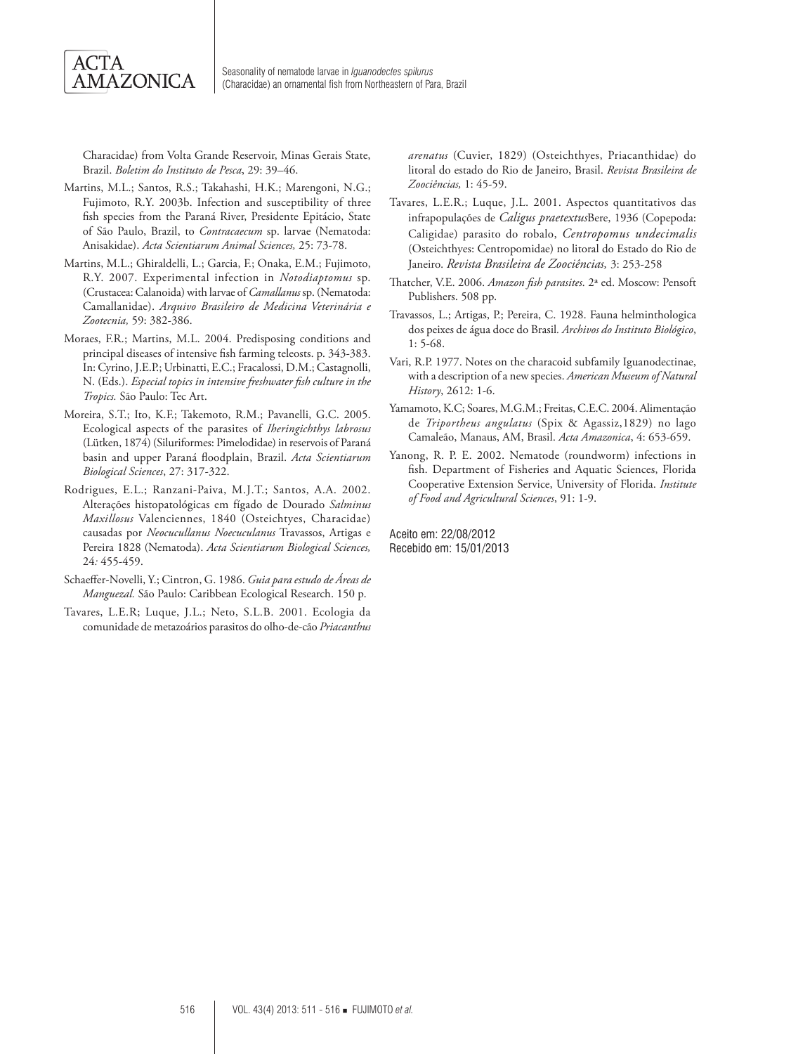Characidae) from Volta Grande Reservoir, Minas Gerais State, Brazil. *Boletim do Instituto de Pesca*, 29: 39–46.

Martins, M.L.; Santos, R.S.; Takahashi, H.K.; Marengoni, N.G.; Fujimoto, R.Y. 2003b. Infection and susceptibility of three fish species from the Paraná River, Presidente Epitácio, State of São Paulo, Brazil, to *Contracaecum* sp. larvae (Nematoda: Anisakidae). *Acta Scientiarum Animal Sciences,* 25: 73-78.

Martins, M.L.; Ghiraldelli, L.; Garcia, F.; Onaka, E.M.; Fujimoto, R.Y. 2007. Experimental infection in *Notodiaptomus* sp. (Crustacea: Calanoida) with larvae of *Camallanus* sp. (Nematoda: Camallanidae). *Arquivo Brasileiro de Medicina Veterinária e Zootecnia,* 59: 382-386.

Moraes, F.R.; Martins, M.L. 2004. Predisposing conditions and principal diseases of intensive fish farming teleosts. p. 343-383. In: Cyrino, J.E.P.; Urbinatti, E.C.; Fracalossi, D.M.; Castagnolli, N. (Eds.). *Especial topics in intensive freshwater fish culture in the Tropics.* São Paulo: Tec Art.

Moreira, S.T.; Ito, K.F.; Takemoto, R.M.; Pavanelli, G.C. 2005. Ecological aspects of the parasites of *Iheringichthys labrosus* (Lütken, 1874) (Siluriformes: Pimelodidae) in reservois of Paraná basin and upper Paraná floodplain, Brazil. *Acta Scientiarum Biological Sciences*, 27: 317-322.

Rodrigues, E.L.; Ranzani-Paiva, M.J.T.; Santos, A.A. 2002. Alterações histopatológicas em fígado de Dourado *Salminus Maxillosus* Valenciennes, 1840 (Osteichtyes, Characidae) causadas por *Neocucullanus Noecuculanus* Travassos, Artigas e Pereira 1828 (Nematoda). *Acta Scientiarum Biological Sciences,* 24*:* 455-459.

Schaeffer-Novelli, Y.; Cintron, G. 1986. *Guia para estudo de Áreas de Manguezal.* São Paulo: Caribbean Ecological Research. 150 p.

Tavares, L.E.R; Luque, J.L.; Neto, S.L.B. 2001. Ecologia da comunidade de metazoários parasitos do olho-de-cão *Priacanthus arenatus* (Cuvier, 1829) (Osteichthyes, Priacanthidae) do litoral do estado do Rio de Janeiro, Brasil. *Revista Brasileira de Zoociências,* 1: 45-59.

Tavares, L.E.R.; Luque, J.L. 2001. Aspectos quantitativos das infrapopulações de *Caligus praetextus*Bere, 1936 (Copepoda: Caligidae) parasito do robalo, *Centropomus undecimalis* (Osteichthyes: Centropomidae) no litoral do Estado do Rio de Janeiro. *Revista Brasileira de Zoociências,* 3: 253-258

Thatcher, V.E. 2006. *Amazon fish parasites.* 2ª ed. Moscow: Pensoft Publishers. 508 pp.

Travassos, L.; Artigas, P.; Pereira, C. 1928. Fauna helminthologica dos peixes de água doce do Brasil. *Archivos do Instituto Biológico*, 1: 5-68.

Vari, R.P. 1977. Notes on the characoid subfamily Iguanodectinae, with a description of a new species. *American Museum of Natural History*, 2612: 1-6.

Yamamoto, K.C; Soares, M.G.M.; Freitas, C.E.C. 2004. Alimentação de *Triportheus angulatus* (Spix & Agassiz,1829) no lago Camaleão, Manaus, AM, Brasil. *Acta Amazonica*, 4: 653-659.

Yanong, R. P. E. 2002. Nematode (roundworm) infections in fish. Department of Fisheries and Aquatic Sciences, Florida Cooperative Extension Service, University of Florida. *Institute of Food and Agricultural Sciences*, 91: 1-9.

Aceito em: 22/08/2012
Recebido em: 15/01/2013